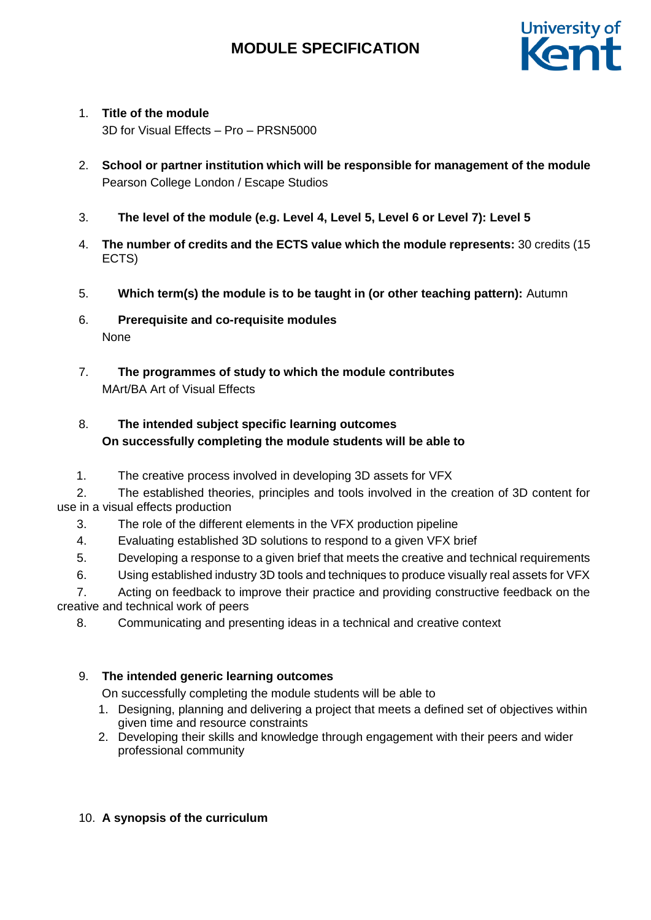# MODULE SPECIFICATION

1. **Title of the module**
   3D for Visual Effects – Pro – PRSN5000

2. **School or partner institution which will be responsible for management of the module**
   Pearson College London / Escape Studios

3. **The level of the module (e.g. Level 4, Level 5, Level 6 or Level 7): Level 5**

4. **The number of credits and the ECTS value which the module represents:** 30 credits (15 ECTS)

5. **Which term(s) the module is to be taught in (or other teaching pattern):** Autumn

6. **Prerequisite and co-requisite modules**
   None

7. **The programmes of study to which the module contributes**
   MArt/BA Art of Visual Effects

8. **The intended subject specific learning outcomes**
   **On successfully completing the module students will be able to**

   1. The creative process involved in developing 3D assets for VFX
   2. The established theories, principles and tools involved in the creation of 3D content for use in a visual effects production
   3. The role of the different elements in the VFX production pipeline
   4. Evaluating established 3D solutions to respond to a given VFX brief
   5. Developing a response to a given brief that meets the creative and technical requirements
   6. Using established industry 3D tools and techniques to produce visually real assets for VFX
   7. Acting on feedback to improve their practice and providing constructive feedback on the creative and technical work of peers
   8. Communicating and presenting ideas in a technical and creative context

9. **The intended generic learning outcomes**
   On successfully completing the module students will be able to
   1. Designing, planning and delivering a project that meets a defined set of objectives within given time and resource constraints
   2. Developing their skills and knowledge through engagement with their peers and wider professional community

10. **A synopsis of the curriculum**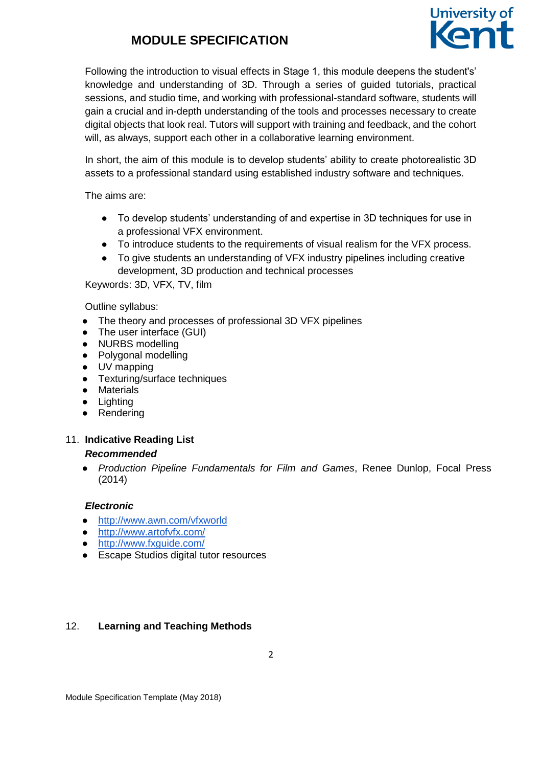Following the introduction to visual effects in Stage 1, this module deepens the student's' knowledge and understanding of 3D. Through a series of guided tutorials, practical sessions, and studio time, and working with professional-standard software, students will gain a crucial and in-depth understanding of the tools and processes necessary to create digital objects that look real. Tutors will support with training and feedback, and the cohort will, as always, support each other in a collaborative learning environment.

In short, the aim of this module is to develop students' ability to create photorealistic 3D assets to a professional standard using established industry software and techniques.

The aims are:

- To develop students' understanding of and expertise in 3D techniques for use in a professional VFX environment.
- To introduce students to the requirements of visual realism for the VFX process.
- To give students an understanding of VFX industry pipelines including creative development, 3D production and technical processes

Keywords: 3D, VFX, TV, film

Outline syllabus:

- The theory and processes of professional 3D VFX pipelines
- The user interface (GUI)
- NURBS modelling
- Polygonal modelling
- UV mapping
- Texturing/surface techniques
- Materials
- Lighting
- Rendering

## 11. Indicative Reading List

***Recommended***

- *Production Pipeline Fundamentals for Film and Games*, Renee Dunlop, Focal Press (2014)

***Electronic***

- [http://www.awn.com/vfxworld](http://www.awn.com/vfxworld)
- [http://www.artofvfx.com/](http://www.artofvfx.com/)
- [http://www.fxguide.com/](http://www.fxguide.com/)
- Escape Studios digital tutor resources

## 12. Learning and Teaching Methods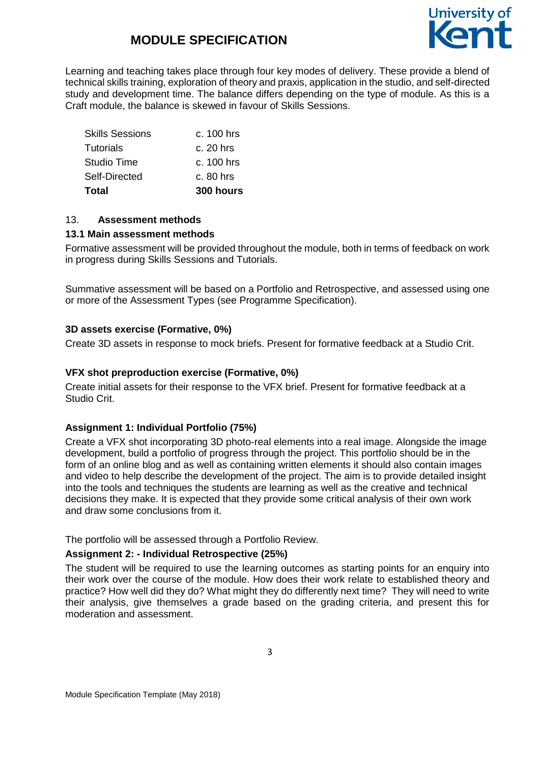Learning and teaching takes place through four key modes of delivery. These provide a blend of technical skills training, exploration of theory and praxis, application in the studio, and self-directed study and development time. The balance differs depending on the type of module. As this is a Craft module, the balance is skewed in favour of Skills Sessions.

| | |
|---|---|
| Skills Sessions | c. 100 hrs |
| Tutorials | c. 20 hrs |
| Studio Time | c. 100 hrs |
| Self-Directed | c. 80 hrs |
| **Total** | **300 hours** |

## 13. Assessment methods

### 13.1 Main assessment methods

Formative assessment will be provided throughout the module, both in terms of feedback on work in progress during Skills Sessions and Tutorials.

Summative assessment will be based on a Portfolio and Retrospective, and assessed using one or more of the Assessment Types (see Programme Specification).

**3D assets exercise (Formative, 0%)**

Create 3D assets in response to mock briefs. Present for formative feedback at a Studio Crit.

**VFX shot preproduction exercise (Formative, 0%)**

Create initial assets for their response to the VFX brief. Present for formative feedback at a Studio Crit.

**Assignment 1: Individual Portfolio (75%)**

Create a VFX shot incorporating 3D photo-real elements into a real image. Alongside the image development, build a portfolio of progress through the project. This portfolio should be in the form of an online blog and as well as containing written elements it should also contain images and video to help describe the development of the project. The aim is to provide detailed insight into the tools and techniques the students are learning as well as the creative and technical decisions they make. It is expected that they provide some critical analysis of their own work and draw some conclusions from it.

The portfolio will be assessed through a Portfolio Review.

**Assignment 2: - Individual Retrospective (25%)**

The student will be required to use the learning outcomes as starting points for an enquiry into their work over the course of the module. How does their work relate to established theory and practice? How well did they do? What might they do differently next time? They will need to write their analysis, give themselves a grade based on the grading criteria, and present this for moderation and assessment.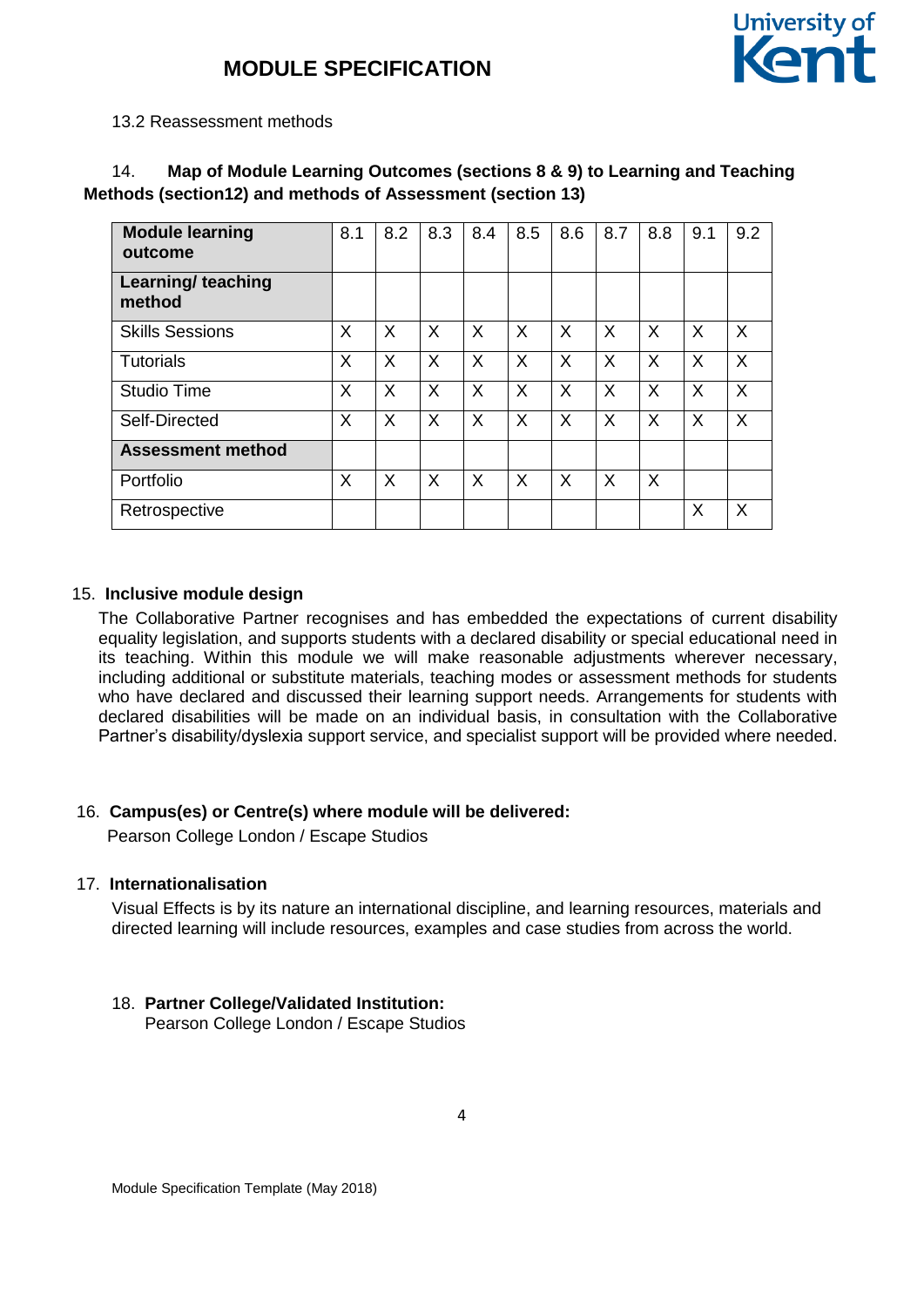13.2 Reassessment methods

## 14. Map of Module Learning Outcomes (sections 8 & 9) to Learning and Teaching Methods (section12) and methods of Assessment (section 13)

| **Module learning outcome** | 8.1 | 8.2 | 8.3 | 8.4 | 8.5 | 8.6 | 8.7 | 8.8 | 9.1 | 9.2 |
|---|---|---|---|---|---|---|---|---|---|---|
| **Learning/ teaching method** | | | | | | | | | | |
| Skills Sessions | X | X | X | X | X | X | X | X | X | X |
| Tutorials | X | X | X | X | X | X | X | X | X | X |
| Studio Time | X | X | X | X | X | X | X | X | X | X |
| Self-Directed | X | X | X | X | X | X | X | X | X | X |
| **Assessment method** | | | | | | | | | | |
| Portfolio | X | X | X | X | X | X | X | X | | |
| Retrospective | | | | | | | | | X | X |

## 15. Inclusive module design

The Collaborative Partner recognises and has embedded the expectations of current disability equality legislation, and supports students with a declared disability or special educational need in its teaching. Within this module we will make reasonable adjustments wherever necessary, including additional or substitute materials, teaching modes or assessment methods for students who have declared and discussed their learning support needs. Arrangements for students with declared disabilities will be made on an individual basis, in consultation with the Collaborative Partner's disability/dyslexia support service, and specialist support will be provided where needed.

## 16. Campus(es) or Centre(s) where module will be delivered:

Pearson College London / Escape Studios

## 17. Internationalisation

Visual Effects is by its nature an international discipline, and learning resources, materials and directed learning will include resources, examples and case studies from across the world.

## 18. Partner College/Validated Institution:

Pearson College London / Escape Studios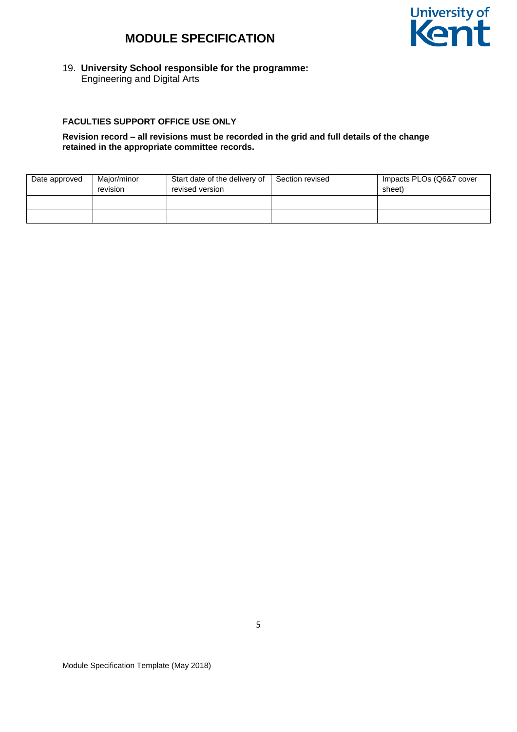19. **University School responsible for the programme:**
    Engineering and Digital Arts

**FACULTIES SUPPORT OFFICE USE ONLY**

**Revision record – all revisions must be recorded in the grid and full details of the change retained in the appropriate committee records.**

| Date approved | Major/minor revision | Start date of the delivery of revised version | Section revised | Impacts PLOs (Q6&7 cover sheet) |
|---|---|---|---|---|
| | | | | |
| | | | | |